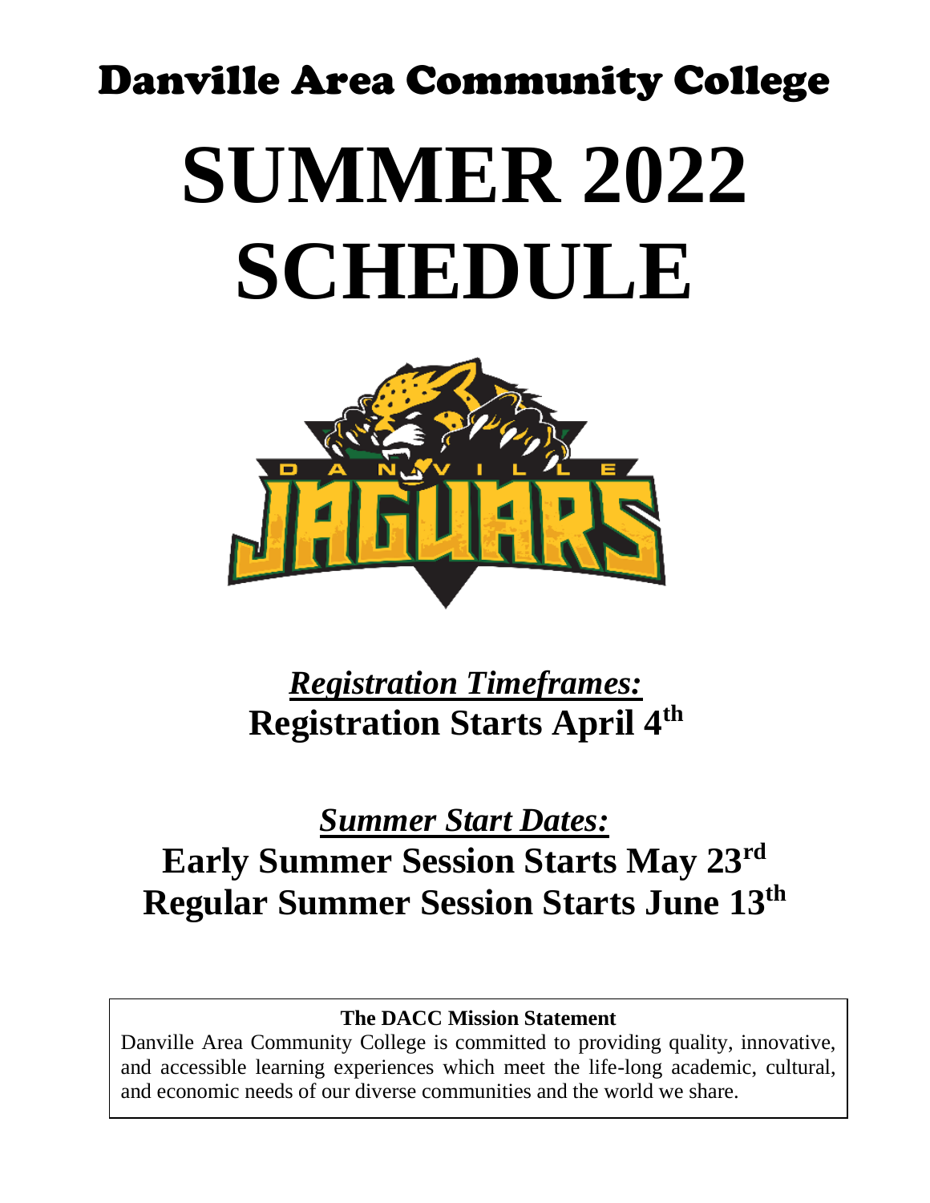# Danville Area Community College

# SUMMER 2022 SCHEDULE

## *Registration Timeframes:*

**Registration Starts April 4th**

## *Summer Start Dates:*

**Early Summer Session Starts May 23rd**

**Regular Summer Session Starts June 13th**

**The DACC Mission Statement**

Danville Area Community College is committed to providing quality, innovative, and accessible learning experiences which meet the life-long academic, cultural, and economic needs of our diverse communities and the world we share.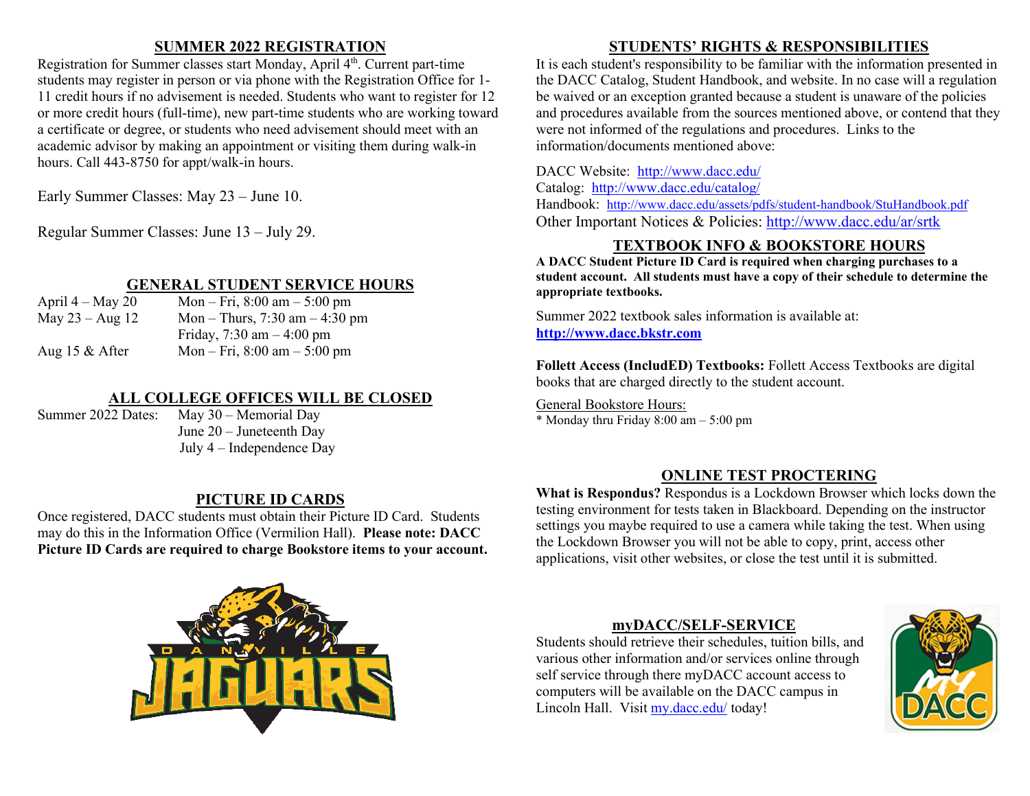## SUMMER 2022 REGISTRATION

Registration for Summer classes start Monday, April 4th. Current part-time students may register in person or via phone with the Registration Office for 1-11 credit hours if no advisement is needed. Students who want to register for 12 or more credit hours (full-time), new part-time students who are working toward a certificate or degree, or students who need advisement should meet with an academic advisor by making an appointment or visiting them during walk-in hours. Call 443-8750 for appt/walk-in hours.

Early Summer Classes: May 23 – June 10.

Regular Summer Classes: June 13 – July 29.

## GENERAL STUDENT SERVICE HOURS

| | |
|---|---|
| April 4 – May 20 | Mon – Fri, 8:00 am – 5:00 pm |
| May 23 – Aug 12 | Mon – Thurs, 7:30 am – 4:30 pm |
| | Friday, 7:30 am – 4:00 pm |
| Aug 15 & After | Mon – Fri, 8:00 am – 5:00 pm |

## ALL COLLEGE OFFICES WILL BE CLOSED

| | |
|---|---|
| Summer 2022 Dates: | May 30 – Memorial Day |
| | June 20 – Juneteenth Day |
| | July 4 – Independence Day |

## PICTURE ID CARDS

Once registered, DACC students must obtain their Picture ID Card. Students may do this in the Information Office (Vermilion Hall). **Please note: DACC Picture ID Cards are required to charge Bookstore items to your account.**

## STUDENTS' RIGHTS & RESPONSIBILITIES

It is each student's responsibility to be familiar with the information presented in the DACC Catalog, Student Handbook, and website. In no case will a regulation be waived or an exception granted because a student is unaware of the policies and procedures available from the sources mentioned above, or contend that they were not informed of the regulations and procedures. Links to the information/documents mentioned above:

DACC Website: http://www.dacc.edu/
Catalog: http://www.dacc.edu/catalog/
Handbook: http://www.dacc.edu/assets/pdfs/student-handbook/StuHandbook.pdf
Other Important Notices & Policies: http://www.dacc.edu/ar/srtk

## TEXTBOOK INFO & BOOKSTORE HOURS

**A DACC Student Picture ID Card is required when charging purchases to a student account. All students must have a copy of their schedule to determine the appropriate textbooks.**

Summer 2022 textbook sales information is available at:
**http://www.dacc.bkstr.com**

**Follett Access (IncludED) Textbooks:** Follett Access Textbooks are digital books that are charged directly to the student account.

General Bookstore Hours:
* Monday thru Friday 8:00 am – 5:00 pm

## ONLINE TEST PROCTERING

**What is Respondus?** Respondus is a Lockdown Browser which locks down the testing environment for tests taken in Blackboard. Depending on the instructor settings you maybe required to use a camera while taking the test. When using the Lockdown Browser you will not be able to copy, print, access other applications, visit other websites, or close the test until it is submitted.

## myDACC/SELF-SERVICE

Students should retrieve their schedules, tuition bills, and various other information and/or services online through self service through there myDACC account access to computers will be available on the DACC campus in Lincoln Hall. Visit my.dacc.edu/ today!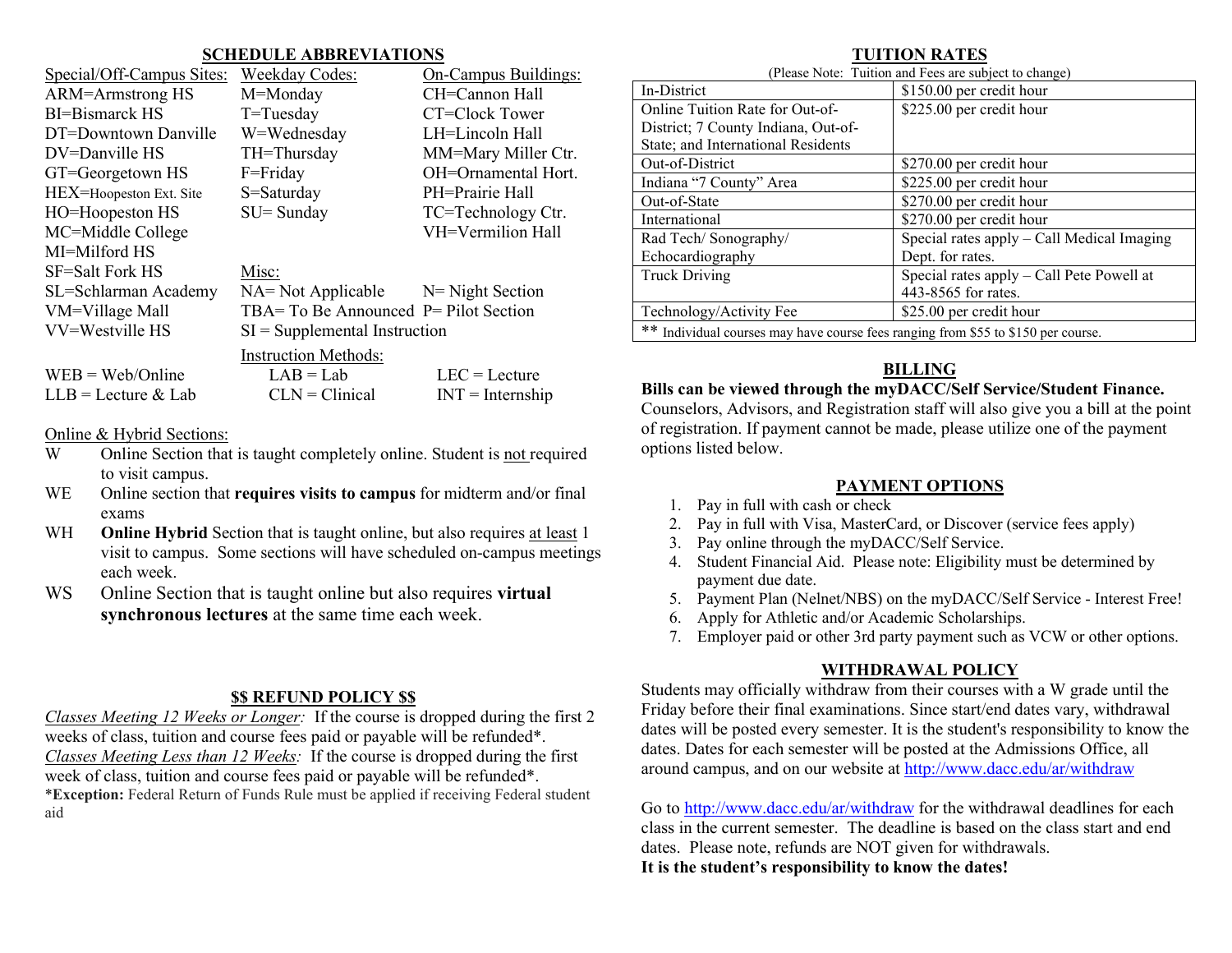## SCHEDULE ABBREVIATIONS

| Special/Off-Campus Sites: | Weekday Codes: | On-Campus Buildings: |
|---|---|---|
| ARM=Armstrong HS | M=Monday | CH=Cannon Hall |
| BI=Bismarck HS | T=Tuesday | CT=Clock Tower |
| DT=Downtown Danville | W=Wednesday | LH=Lincoln Hall |
| DV=Danville HS | TH=Thursday | MM=Mary Miller Ctr. |
| GT=Georgetown HS | F=Friday | OH=Ornamental Hort. |
| HEX=Hoopeston Ext. Site | S=Saturday | PH=Prairie Hall |
| HO=Hoopeston HS | SU= Sunday | TC=Technology Ctr. |
| MC=Middle College | | VH=Vermilion Hall |
| MI=Milford HS | | |
| SF=Salt Fork HS | Misc: | |
| SL=Schlarman Academy | NA= Not Applicable | N= Night Section |
| VM=Village Mall | TBA= To Be Announced | P= Pilot Section |
| VV=Westville HS | SI = Supplemental Instruction | |

Instruction Methods:

| | | |
|---|---|---|
| WEB = Web/Online | LAB = Lab | LEC = Lecture |
| LLB = Lecture & Lab | CLN = Clinical | INT = Internship |

Online & Hybrid Sections:

- W — Online Section that is taught completely online. Student is not required to visit campus.
- WE — Online section that **requires visits to campus** for midterm and/or final exams
- WH — **Online Hybrid** Section that is taught online, but also requires at least 1 visit to campus. Some sections will have scheduled on-campus meetings each week.
- WS — Online Section that is taught online but also requires **virtual synchronous lectures** at the same time each week.

## $$ REFUND POLICY $$

*Classes Meeting 12 Weeks or Longer:* If the course is dropped during the first 2 weeks of class, tuition and course fees paid or payable will be refunded*.
*Classes Meeting Less than 12 Weeks:* If the course is dropped during the first week of class, tuition and course fees paid or payable will be refunded*.
***Exception:** Federal Return of Funds Rule must be applied if receiving Federal student aid

## TUITION RATES

(Please Note: Tuition and Fees are subject to change)

| | |
|---|---|
| In-District | $150.00 per credit hour |
| Online Tuition Rate for Out-of-District; 7 County Indiana, Out-of-State; and International Residents | $225.00 per credit hour |
| Out-of-District | $270.00 per credit hour |
| Indiana "7 County" Area | $225.00 per credit hour |
| Out-of-State | $270.00 per credit hour |
| International | $270.00 per credit hour |
| Rad Tech/ Sonography/ Echocardiography | Special rates apply – Call Medical Imaging Dept. for rates. |
| Truck Driving | Special rates apply – Call Pete Powell at 443-8565 for rates. |
| Technology/Activity Fee | $25.00 per credit hour |
| ** Individual courses may have course fees ranging from $55 to $150 per course. | |

## BILLING

**Bills can be viewed through the myDACC/Self Service/Student Finance.**
Counselors, Advisors, and Registration staff will also give you a bill at the point of registration. If payment cannot be made, please utilize one of the payment options listed below.

## PAYMENT OPTIONS

1. Pay in full with cash or check
2. Pay in full with Visa, MasterCard, or Discover (service fees apply)
3. Pay online through the myDACC/Self Service.
4. Student Financial Aid. Please note: Eligibility must be determined by payment due date.
5. Payment Plan (Nelnet/NBS) on the myDACC/Self Service - Interest Free!
6. Apply for Athletic and/or Academic Scholarships.
7. Employer paid or other 3rd party payment such as VCW or other options.

## WITHDRAWAL POLICY

Students may officially withdraw from their courses with a W grade until the Friday before their final examinations. Since start/end dates vary, withdrawal dates will be posted every semester. It is the student's responsibility to know the dates. Dates for each semester will be posted at the Admissions Office, all around campus, and on our website at http://www.dacc.edu/ar/withdraw

Go to http://www.dacc.edu/ar/withdraw for the withdrawal deadlines for each class in the current semester. The deadline is based on the class start and end dates. Please note, refunds are NOT given for withdrawals.
**It is the student's responsibility to know the dates!**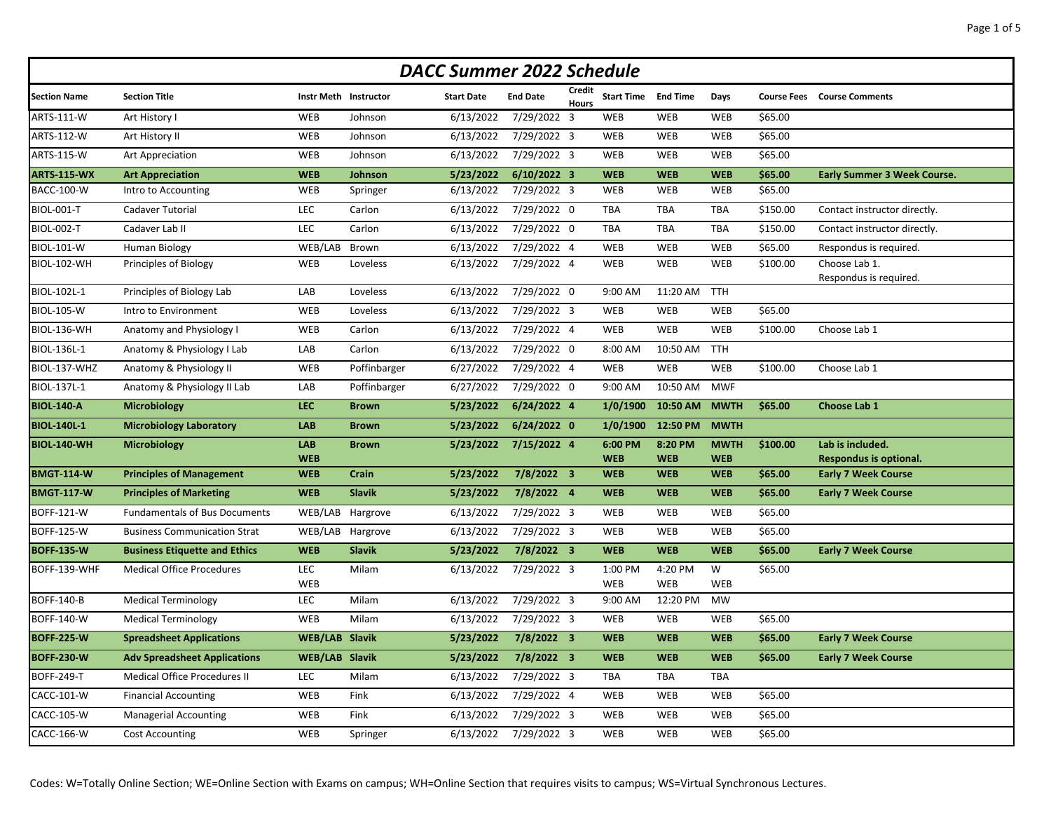# DACC Summer 2022 Schedule

| Section Name | Section Title | Instr Meth | Instructor | Start Date | End Date | Credit Hours | Start Time | End Time | Days | Course Fees | Course Comments |
|---|---|---|---|---|---|---|---|---|---|---|---|
| ARTS-111-W | Art History I | WEB | Johnson | 6/13/2022 | 7/29/2022 | 3 | WEB | WEB | WEB | $65.00 | |
| ARTS-112-W | Art History II | WEB | Johnson | 6/13/2022 | 7/29/2022 | 3 | WEB | WEB | WEB | $65.00 | |
| ARTS-115-W | Art Appreciation | WEB | Johnson | 6/13/2022 | 7/29/2022 | 3 | WEB | WEB | WEB | $65.00 | |
| **ARTS-115-WX** | **Art Appreciation** | **WEB** | **Johnson** | **5/23/2022** | **6/10/2022** | **3** | **WEB** | **WEB** | **WEB** | **$65.00** | **Early Summer 3 Week Course.** |
| BACC-100-W | Intro to Accounting | WEB | Springer | 6/13/2022 | 7/29/2022 | 3 | WEB | WEB | WEB | $65.00 | |
| BIOL-001-T | Cadaver Tutorial | LEC | Carlon | 6/13/2022 | 7/29/2022 | 0 | TBA | TBA | TBA | $150.00 | Contact instructor directly. |
| BIOL-002-T | Cadaver Lab II | LEC | Carlon | 6/13/2022 | 7/29/2022 | 0 | TBA | TBA | TBA | $150.00 | Contact instructor directly. |
| BIOL-101-W | Human Biology | WEB/LAB | Brown | 6/13/2022 | 7/29/2022 | 4 | WEB | WEB | WEB | $65.00 | Respondus is required. |
| BIOL-102-WH | Principles of Biology | WEB | Loveless | 6/13/2022 | 7/29/2022 | 4 | WEB | WEB | WEB | $100.00 | Choose Lab 1. Respondus is required. |
| BIOL-102L-1 | Principles of Biology Lab | LAB | Loveless | 6/13/2022 | 7/29/2022 | 0 | 9:00 AM | 11:20 AM | TTH | | |
| BIOL-105-W | Intro to Environment | WEB | Loveless | 6/13/2022 | 7/29/2022 | 3 | WEB | WEB | WEB | $65.00 | |
| BIOL-136-WH | Anatomy and Physiology I | WEB | Carlon | 6/13/2022 | 7/29/2022 | 4 | WEB | WEB | WEB | $100.00 | Choose Lab 1 |
| BIOL-136L-1 | Anatomy & Physiology I Lab | LAB | Carlon | 6/13/2022 | 7/29/2022 | 0 | 8:00 AM | 10:50 AM | TTH | | |
| BIOL-137-WHZ | Anatomy & Physiology II | WEB | Poffinbarger | 6/27/2022 | 7/29/2022 | 4 | WEB | WEB | WEB | $100.00 | Choose Lab 1 |
| BIOL-137L-1 | Anatomy & Physiology II Lab | LAB | Poffinbarger | 6/27/2022 | 7/29/2022 | 0 | 9:00 AM | 10:50 AM | MWF | | |
| **BIOL-140-A** | **Microbiology** | **LEC** | **Brown** | **5/23/2022** | **6/24/2022** | **4** | **1/0/1900** | **10:50 AM** | **MWTH** | **$65.00** | **Choose Lab 1** |
| **BIOL-140L-1** | **Microbiology Laboratory** | **LAB** | **Brown** | **5/23/2022** | **6/24/2022** | **0** | **1/0/1900** | **12:50 PM** | **MWTH** | | |
| **BIOL-140-WH** | **Microbiology** | **LAB WEB** | **Brown** | **5/23/2022** | **7/15/2022** | **4** | **6:00 PM WEB** | **8:20 PM WEB** | **MWTH WEB** | **$100.00** | **Lab is included. Respondus is optional.** |
| **BMGT-114-W** | **Principles of Management** | **WEB** | **Crain** | **5/23/2022** | **7/8/2022** | **3** | **WEB** | **WEB** | **WEB** | **$65.00** | **Early 7 Week Course** |
| **BMGT-117-W** | **Principles of Marketing** | **WEB** | **Slavik** | **5/23/2022** | **7/8/2022** | **4** | **WEB** | **WEB** | **WEB** | **$65.00** | **Early 7 Week Course** |
| BOFF-121-W | Fundamentals of Bus Documents | WEB/LAB | Hargrove | 6/13/2022 | 7/29/2022 | 3 | WEB | WEB | WEB | $65.00 | |
| BOFF-125-W | Business Communication Strat | WEB/LAB | Hargrove | 6/13/2022 | 7/29/2022 | 3 | WEB | WEB | WEB | $65.00 | |
| **BOFF-135-W** | **Business Etiquette and Ethics** | **WEB** | **Slavik** | **5/23/2022** | **7/8/2022** | **3** | **WEB** | **WEB** | **WEB** | **$65.00** | **Early 7 Week Course** |
| BOFF-139-WHF | Medical Office Procedures | LEC WEB | Milam | 6/13/2022 | 7/29/2022 | 3 | 1:00 PM WEB | 4:20 PM WEB | W WEB | $65.00 | |
| BOFF-140-B | Medical Terminology | LEC | Milam | 6/13/2022 | 7/29/2022 | 3 | 9:00 AM | 12:20 PM | MW | | |
| BOFF-140-W | Medical Terminology | WEB | Milam | 6/13/2022 | 7/29/2022 | 3 | WEB | WEB | WEB | $65.00 | |
| **BOFF-225-W** | **Spreadsheet Applications** | **WEB/LAB** | **Slavik** | **5/23/2022** | **7/8/2022** | **3** | **WEB** | **WEB** | **WEB** | **$65.00** | **Early 7 Week Course** |
| **BOFF-230-W** | **Adv Spreadsheet Applications** | **WEB/LAB** | **Slavik** | **5/23/2022** | **7/8/2022** | **3** | **WEB** | **WEB** | **WEB** | **$65.00** | **Early 7 Week Course** |
| BOFF-249-T | Medical Office Procedures II | LEC | Milam | 6/13/2022 | 7/29/2022 | 3 | TBA | TBA | TBA | | |
| CACC-101-W | Financial Accounting | WEB | Fink | 6/13/2022 | 7/29/2022 | 4 | WEB | WEB | WEB | $65.00 | |
| CACC-105-W | Managerial Accounting | WEB | Fink | 6/13/2022 | 7/29/2022 | 3 | WEB | WEB | WEB | $65.00 | |
| CACC-166-W | Cost Accounting | WEB | Springer | 6/13/2022 | 7/29/2022 | 3 | WEB | WEB | WEB | $65.00 | |

Codes: W=Totally Online Section; WE=Online Section with Exams on campus; WH=Online Section that requires visits to campus; WS=Virtual Synchronous Lectures.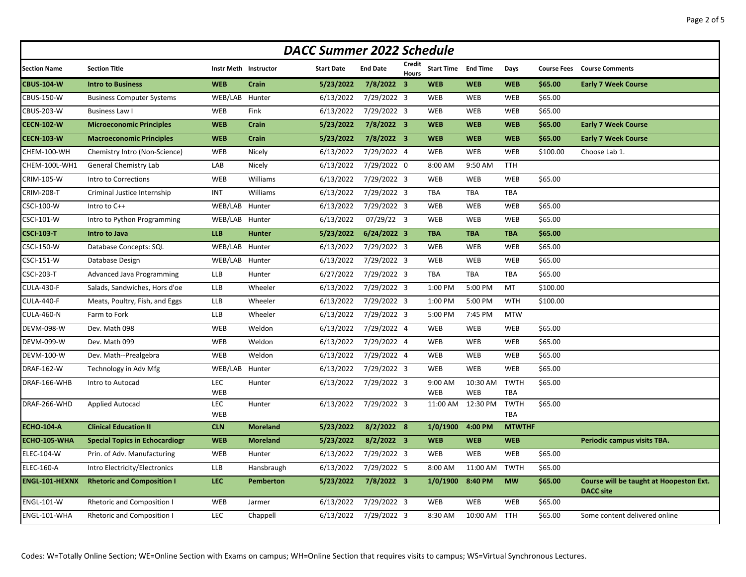# DACC Summer 2022 Schedule

| Section Name | Section Title | Instr Meth | Instructor | Start Date | End Date | Credit Hours | Start Time | End Time | Days | Course Fees | Course Comments |
|---|---|---|---|---|---|---|---|---|---|---|---|
| **CBUS-104-W** | **Intro to Business** | **WEB** | **Crain** | **5/23/2022** | **7/8/2022** | **3** | **WEB** | **WEB** | **WEB** | **$65.00** | **Early 7 Week Course** |
| CBUS-150-W | Business Computer Systems | WEB/LAB | Hunter | 6/13/2022 | 7/29/2022 | 3 | WEB | WEB | WEB | $65.00 | |
| CBUS-203-W | Business Law I | WEB | Fink | 6/13/2022 | 7/29/2022 | 3 | WEB | WEB | WEB | $65.00 | |
| **CECN-102-W** | **Microeconomic Principles** | **WEB** | **Crain** | **5/23/2022** | **7/8/2022** | **3** | **WEB** | **WEB** | **WEB** | **$65.00** | **Early 7 Week Course** |
| **CECN-103-W** | **Macroeconomic Principles** | **WEB** | **Crain** | **5/23/2022** | **7/8/2022** | **3** | **WEB** | **WEB** | **WEB** | **$65.00** | **Early 7 Week Course** |
| CHEM-100-WH | Chemistry Intro (Non-Science) | WEB | Nicely | 6/13/2022 | 7/29/2022 | 4 | WEB | WEB | WEB | $100.00 | Choose Lab 1. |
| CHEM-100L-WH1 | General Chemistry Lab | LAB | Nicely | 6/13/2022 | 7/29/2022 | 0 | 8:00 AM | 9:50 AM | TTH | | |
| CRIM-105-W | Intro to Corrections | WEB | Williams | 6/13/2022 | 7/29/2022 | 3 | WEB | WEB | WEB | $65.00 | |
| CRIM-208-T | Criminal Justice Internship | INT | Williams | 6/13/2022 | 7/29/2022 | 3 | TBA | TBA | TBA | | |
| CSCI-100-W | Intro to C++ | WEB/LAB | Hunter | 6/13/2022 | 7/29/2022 | 3 | WEB | WEB | WEB | $65.00 | |
| CSCI-101-W | Intro to Python Programming | WEB/LAB | Hunter | 6/13/2022 | 07/29/22 | 3 | WEB | WEB | WEB | $65.00 | |
| **CSCI-103-T** | **Intro to Java** | **LLB** | **Hunter** | **5/23/2022** | **6/24/2022** | **3** | **TBA** | **TBA** | **TBA** | **$65.00** | |
| CSCI-150-W | Database Concepts: SQL | WEB/LAB | Hunter | 6/13/2022 | 7/29/2022 | 3 | WEB | WEB | WEB | $65.00 | |
| CSCI-151-W | Database Design | WEB/LAB | Hunter | 6/13/2022 | 7/29/2022 | 3 | WEB | WEB | WEB | $65.00 | |
| CSCI-203-T | Advanced Java Programming | LLB | Hunter | 6/27/2022 | 7/29/2022 | 3 | TBA | TBA | TBA | $65.00 | |
| CULA-430-F | Salads, Sandwiches, Hors d'oe | LLB | Wheeler | 6/13/2022 | 7/29/2022 | 3 | 1:00 PM | 5:00 PM | MT | $100.00 | |
| CULA-440-F | Meats, Poultry, Fish, and Eggs | LLB | Wheeler | 6/13/2022 | 7/29/2022 | 3 | 1:00 PM | 5:00 PM | WTH | $100.00 | |
| CULA-460-N | Farm to Fork | LLB | Wheeler | 6/13/2022 | 7/29/2022 | 3 | 5:00 PM | 7:45 PM | MTW | | |
| DEVM-098-W | Dev. Math 098 | WEB | Weldon | 6/13/2022 | 7/29/2022 | 4 | WEB | WEB | WEB | $65.00 | |
| DEVM-099-W | Dev. Math 099 | WEB | Weldon | 6/13/2022 | 7/29/2022 | 4 | WEB | WEB | WEB | $65.00 | |
| DEVM-100-W | Dev. Math--Prealgebra | WEB | Weldon | 6/13/2022 | 7/29/2022 | 4 | WEB | WEB | WEB | $65.00 | |
| DRAF-162-W | Technology in Adv Mfg | WEB/LAB | Hunter | 6/13/2022 | 7/29/2022 | 3 | WEB | WEB | WEB | $65.00 | |
| DRAF-166-WHB | Intro to Autocad | LEC WEB | Hunter | 6/13/2022 | 7/29/2022 | 3 | 9:00 AM WEB | 10:30 AM WEB | TWTH TBA | $65.00 | |
| DRAF-266-WHD | Applied Autocad | LEC WEB | Hunter | 6/13/2022 | 7/29/2022 | 3 | 11:00 AM | 12:30 PM | TWTH TBA | $65.00 | |
| **ECHO-104-A** | **Clinical Education II** | **CLN** | **Moreland** | **5/23/2022** | **8/2/2022** | **8** | **1/0/1900** | **4:00 PM** | **MTWTHF** | | |
| **ECHO-105-WHA** | **Special Topics in Echocardiogr** | **WEB** | **Moreland** | **5/23/2022** | **8/2/2022** | **3** | **WEB** | **WEB** | **WEB** | | **Periodic campus visits TBA.** |
| ELEC-104-W | Prin. of Adv. Manufacturing | WEB | Hunter | 6/13/2022 | 7/29/2022 | 3 | WEB | WEB | WEB | $65.00 | |
| ELEC-160-A | Intro Electricity/Electronics | LLB | Hansbraugh | 6/13/2022 | 7/29/2022 | 5 | 8:00 AM | 11:00 AM | TWTH | $65.00 | |
| **ENGL-101-HEXNX** | **Rhetoric and Composition I** | **LEC** | **Pemberton** | **5/23/2022** | **7/8/2022** | **3** | **1/0/1900** | **8:40 PM** | **MW** | **$65.00** | **Course will be taught at Hoopeston Ext. DACC site** |
| ENGL-101-W | Rhetoric and Composition I | WEB | Jarmer | 6/13/2022 | 7/29/2022 | 3 | WEB | WEB | WEB | $65.00 | |
| ENGL-101-WHA | Rhetoric and Composition I | LEC | Chappell | 6/13/2022 | 7/29/2022 | 3 | 8:30 AM | 10:00 AM | TTH | $65.00 | Some content delivered online |

Codes: W=Totally Online Section; WE=Online Section with Exams on campus; WH=Online Section that requires visits to campus; WS=Virtual Synchronous Lectures.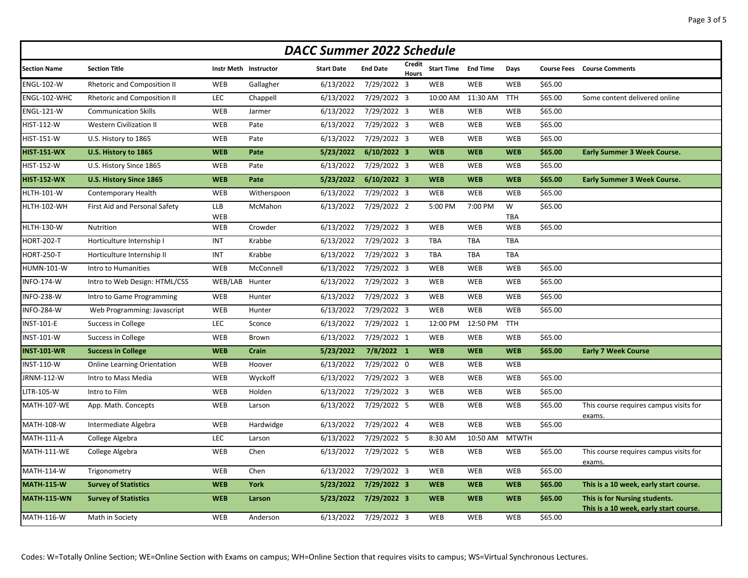# DACC Summer 2022 Schedule

| Section Name | Section Title | Instr Meth | Instructor | Start Date | End Date | Credit Hours | Start Time | End Time | Days | Course Fees | Course Comments |
|---|---|---|---|---|---|---|---|---|---|---|---|
| ENGL-102-W | Rhetoric and Composition II | WEB | Gallagher | 6/13/2022 | 7/29/2022 | 3 | WEB | WEB | WEB | $65.00 | |
| ENGL-102-WHC | Rhetoric and Composition II | LEC | Chappell | 6/13/2022 | 7/29/2022 | 3 | 10:00 AM | 11:30 AM | TTH | $65.00 | Some content delivered online |
| ENGL-121-W | Communication Skills | WEB | Jarmer | 6/13/2022 | 7/29/2022 | 3 | WEB | WEB | WEB | $65.00 | |
| HIST-112-W | Western Civilization II | WEB | Pate | 6/13/2022 | 7/29/2022 | 3 | WEB | WEB | WEB | $65.00 | |
| HIST-151-W | U.S. History to 1865 | WEB | Pate | 6/13/2022 | 7/29/2022 | 3 | WEB | WEB | WEB | $65.00 | |
| **HIST-151-WX** | **U.S. History to 1865** | **WEB** | **Pate** | **5/23/2022** | **6/10/2022** | **3** | **WEB** | **WEB** | **WEB** | **$65.00** | **Early Summer 3 Week Course.** |
| HIST-152-W | U.S. History Since 1865 | WEB | Pate | 6/13/2022 | 7/29/2022 | 3 | WEB | WEB | WEB | $65.00 | |
| **HIST-152-WX** | **U.S. History Since 1865** | **WEB** | **Pate** | **5/23/2022** | **6/10/2022** | **3** | **WEB** | **WEB** | **WEB** | **$65.00** | **Early Summer 3 Week Course.** |
| HLTH-101-W | Contemporary Health | WEB | Witherspoon | 6/13/2022 | 7/29/2022 | 3 | WEB | WEB | WEB | $65.00 | |
| HLTH-102-WH | First Aid and Personal Safety | LLB WEB | McMahon | 6/13/2022 | 7/29/2022 | 2 | 5:00 PM | 7:00 PM | W TBA | $65.00 | |
| HLTH-130-W | Nutrition | WEB | Crowder | 6/13/2022 | 7/29/2022 | 3 | WEB | WEB | WEB | $65.00 | |
| HORT-202-T | Horticulture Internship I | INT | Krabbe | 6/13/2022 | 7/29/2022 | 3 | TBA | TBA | TBA | | |
| HORT-250-T | Horticulture Internship II | INT | Krabbe | 6/13/2022 | 7/29/2022 | 3 | TBA | TBA | TBA | | |
| HUMN-101-W | Intro to Humanities | WEB | McConnell | 6/13/2022 | 7/29/2022 | 3 | WEB | WEB | WEB | $65.00 | |
| INFO-174-W | Intro to Web Design: HTML/CSS | WEB/LAB | Hunter | 6/13/2022 | 7/29/2022 | 3 | WEB | WEB | WEB | $65.00 | |
| INFO-238-W | Intro to Game Programming | WEB | Hunter | 6/13/2022 | 7/29/2022 | 3 | WEB | WEB | WEB | $65.00 | |
| INFO-284-W | Web Programming: Javascript | WEB | Hunter | 6/13/2022 | 7/29/2022 | 3 | WEB | WEB | WEB | $65.00 | |
| INST-101-E | Success in College | LEC | Sconce | 6/13/2022 | 7/29/2022 | 1 | 12:00 PM | 12:50 PM | TTH | | |
| INST-101-W | Success in College | WEB | Brown | 6/13/2022 | 7/29/2022 | 1 | WEB | WEB | WEB | $65.00 | |
| **INST-101-WR** | **Success in College** | **WEB** | **Crain** | **5/23/2022** | **7/8/2022** | **1** | **WEB** | **WEB** | **WEB** | **$65.00** | **Early 7 Week Course** |
| INST-110-W | Online Learning Orientation | WEB | Hoover | 6/13/2022 | 7/29/2022 | 0 | WEB | WEB | WEB | | |
| JRNM-112-W | Intro to Mass Media | WEB | Wyckoff | 6/13/2022 | 7/29/2022 | 3 | WEB | WEB | WEB | $65.00 | |
| LITR-105-W | Intro to Film | WEB | Holden | 6/13/2022 | 7/29/2022 | 3 | WEB | WEB | WEB | $65.00 | |
| MATH-107-WE | App. Math. Concepts | WEB | Larson | 6/13/2022 | 7/29/2022 | 5 | WEB | WEB | WEB | $65.00 | This course requires campus visits for exams. |
| MATH-108-W | Intermediate Algebra | WEB | Hardwidge | 6/13/2022 | 7/29/2022 | 4 | WEB | WEB | WEB | $65.00 | |
| MATH-111-A | College Algebra | LEC | Larson | 6/13/2022 | 7/29/2022 | 5 | 8:30 AM | 10:50 AM | MTWTH | | |
| MATH-111-WE | College Algebra | WEB | Chen | 6/13/2022 | 7/29/2022 | 5 | WEB | WEB | WEB | $65.00 | This course requires campus visits for exams. |
| MATH-114-W | Trigonometry | WEB | Chen | 6/13/2022 | 7/29/2022 | 3 | WEB | WEB | WEB | $65.00 | |
| **MATH-115-W** | **Survey of Statistics** | **WEB** | **York** | **5/23/2022** | **7/29/2022** | **3** | **WEB** | **WEB** | **WEB** | **$65.00** | **This is a 10 week, early start course.** |
| **MATH-115-WN** | **Survey of Statistics** | **WEB** | **Larson** | **5/23/2022** | **7/29/2022** | **3** | **WEB** | **WEB** | **WEB** | **$65.00** | **This is for Nursing students. This is a 10 week, early start course.** |
| MATH-116-W | Math in Society | WEB | Anderson | 6/13/2022 | 7/29/2022 | 3 | WEB | WEB | WEB | $65.00 | |

Codes: W=Totally Online Section; WE=Online Section with Exams on campus; WH=Online Section that requires visits to campus; WS=Virtual Synchronous Lectures.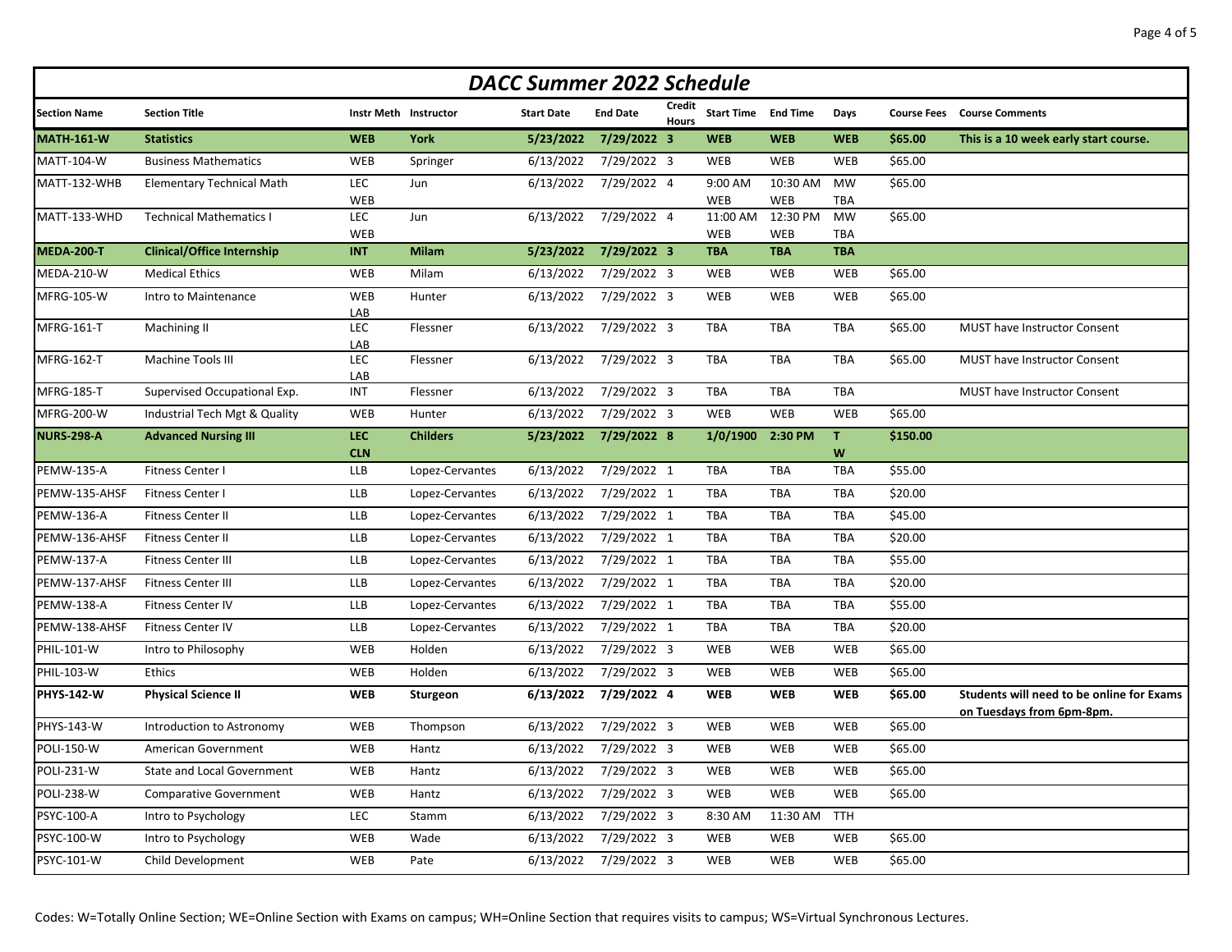# DACC Summer 2022 Schedule

| Section Name | Section Title | Instr Meth | Instructor | Start Date | End Date | Credit Hours | Start Time | End Time | Days | Course Fees | Course Comments |
|---|---|---|---|---|---|---|---|---|---|---|---|
| **MATH-161-W** | **Statistics** | **WEB** | **York** | **5/23/2022** | **7/29/2022** | **3** | **WEB** | **WEB** | **WEB** | **$65.00** | **This is a 10 week early start course.** |
| MATT-104-W | Business Mathematics | WEB | Springer | 6/13/2022 | 7/29/2022 | 3 | WEB | WEB | WEB | $65.00 | |
| MATT-132-WHB | Elementary Technical Math | LEC WEB | Jun | 6/13/2022 | 7/29/2022 | 4 | 9:00 AM WEB | 10:30 AM WEB | MW TBA | $65.00 | |
| MATT-133-WHD | Technical Mathematics I | LEC WEB | Jun | 6/13/2022 | 7/29/2022 | 4 | 11:00 AM WEB | 12:30 PM WEB | MW TBA | $65.00 | |
| **MEDA-200-T** | **Clinical/Office Internship** | **INT** | **Milam** | **5/23/2022** | **7/29/2022** | **3** | **TBA** | **TBA** | **TBA** | | |
| MEDA-210-W | Medical Ethics | WEB | Milam | 6/13/2022 | 7/29/2022 | 3 | WEB | WEB | WEB | $65.00 | |
| MFRG-105-W | Intro to Maintenance | WEB | Hunter | 6/13/2022 | 7/29/2022 | 3 | WEB | WEB | WEB | $65.00 | |
| MFRG-161-T | Machining II | LAB LEC | Flessner | 6/13/2022 | 7/29/2022 | 3 | TBA | TBA | TBA | $65.00 | MUST have Instructor Consent |
| MFRG-162-T | Machine Tools III | LAB LEC | Flessner | 6/13/2022 | 7/29/2022 | 3 | TBA | TBA | TBA | $65.00 | MUST have Instructor Consent |
| MFRG-185-T | Supervised Occupational Exp. | LAB INT | Flessner | 6/13/2022 | 7/29/2022 | 3 | TBA | TBA | TBA | | MUST have Instructor Consent |
| MFRG-200-W | Industrial Tech Mgt & Quality | WEB | Hunter | 6/13/2022 | 7/29/2022 | 3 | WEB | WEB | WEB | $65.00 | |
| **NURS-298-A** | **Advanced Nursing III** | **LEC CLN** | **Childers** | **5/23/2022** | **7/29/2022** | **8** | **1/0/1900** | **2:30 PM** | **T W** | **$150.00** | |
| PEMW-135-A | Fitness Center I | LLB | Lopez-Cervantes | 6/13/2022 | 7/29/2022 | 1 | TBA | TBA | TBA | $55.00 | |
| PEMW-135-AHSF | Fitness Center I | LLB | Lopez-Cervantes | 6/13/2022 | 7/29/2022 | 1 | TBA | TBA | TBA | $20.00 | |
| PEMW-136-A | Fitness Center II | LLB | Lopez-Cervantes | 6/13/2022 | 7/29/2022 | 1 | TBA | TBA | TBA | $45.00 | |
| PEMW-136-AHSF | Fitness Center II | LLB | Lopez-Cervantes | 6/13/2022 | 7/29/2022 | 1 | TBA | TBA | TBA | $20.00 | |
| PEMW-137-A | Fitness Center III | LLB | Lopez-Cervantes | 6/13/2022 | 7/29/2022 | 1 | TBA | TBA | TBA | $55.00 | |
| PEMW-137-AHSF | Fitness Center III | LLB | Lopez-Cervantes | 6/13/2022 | 7/29/2022 | 1 | TBA | TBA | TBA | $20.00 | |
| PEMW-138-A | Fitness Center IV | LLB | Lopez-Cervantes | 6/13/2022 | 7/29/2022 | 1 | TBA | TBA | TBA | $55.00 | |
| PEMW-138-AHSF | Fitness Center IV | LLB | Lopez-Cervantes | 6/13/2022 | 7/29/2022 | 1 | TBA | TBA | TBA | $20.00 | |
| PHIL-101-W | Intro to Philosophy | WEB | Holden | 6/13/2022 | 7/29/2022 | 3 | WEB | WEB | WEB | $65.00 | |
| PHIL-103-W | Ethics | WEB | Holden | 6/13/2022 | 7/29/2022 | 3 | WEB | WEB | WEB | $65.00 | |
| **PHYS-142-W** | **Physical Science II** | **WEB** | **Sturgeon** | **6/13/2022** | **7/29/2022** | **4** | **WEB** | **WEB** | **WEB** | **$65.00** | **Students will need to be online for Exams on Tuesdays from 6pm-8pm.** |
| PHYS-143-W | Introduction to Astronomy | WEB | Thompson | 6/13/2022 | 7/29/2022 | 3 | WEB | WEB | WEB | $65.00 | |
| POLI-150-W | American Government | WEB | Hantz | 6/13/2022 | 7/29/2022 | 3 | WEB | WEB | WEB | $65.00 | |
| POLI-231-W | State and Local Government | WEB | Hantz | 6/13/2022 | 7/29/2022 | 3 | WEB | WEB | WEB | $65.00 | |
| POLI-238-W | Comparative Government | WEB | Hantz | 6/13/2022 | 7/29/2022 | 3 | WEB | WEB | WEB | $65.00 | |
| PSYC-100-A | Intro to Psychology | LEC | Stamm | 6/13/2022 | 7/29/2022 | 3 | 8:30 AM | 11:30 AM | TTH | | |
| PSYC-100-W | Intro to Psychology | WEB | Wade | 6/13/2022 | 7/29/2022 | 3 | WEB | WEB | WEB | $65.00 | |
| PSYC-101-W | Child Development | WEB | Pate | 6/13/2022 | 7/29/2022 | 3 | WEB | WEB | WEB | $65.00 | |

Codes: W=Totally Online Section; WE=Online Section with Exams on campus; WH=Online Section that requires visits to campus; WS=Virtual Synchronous Lectures.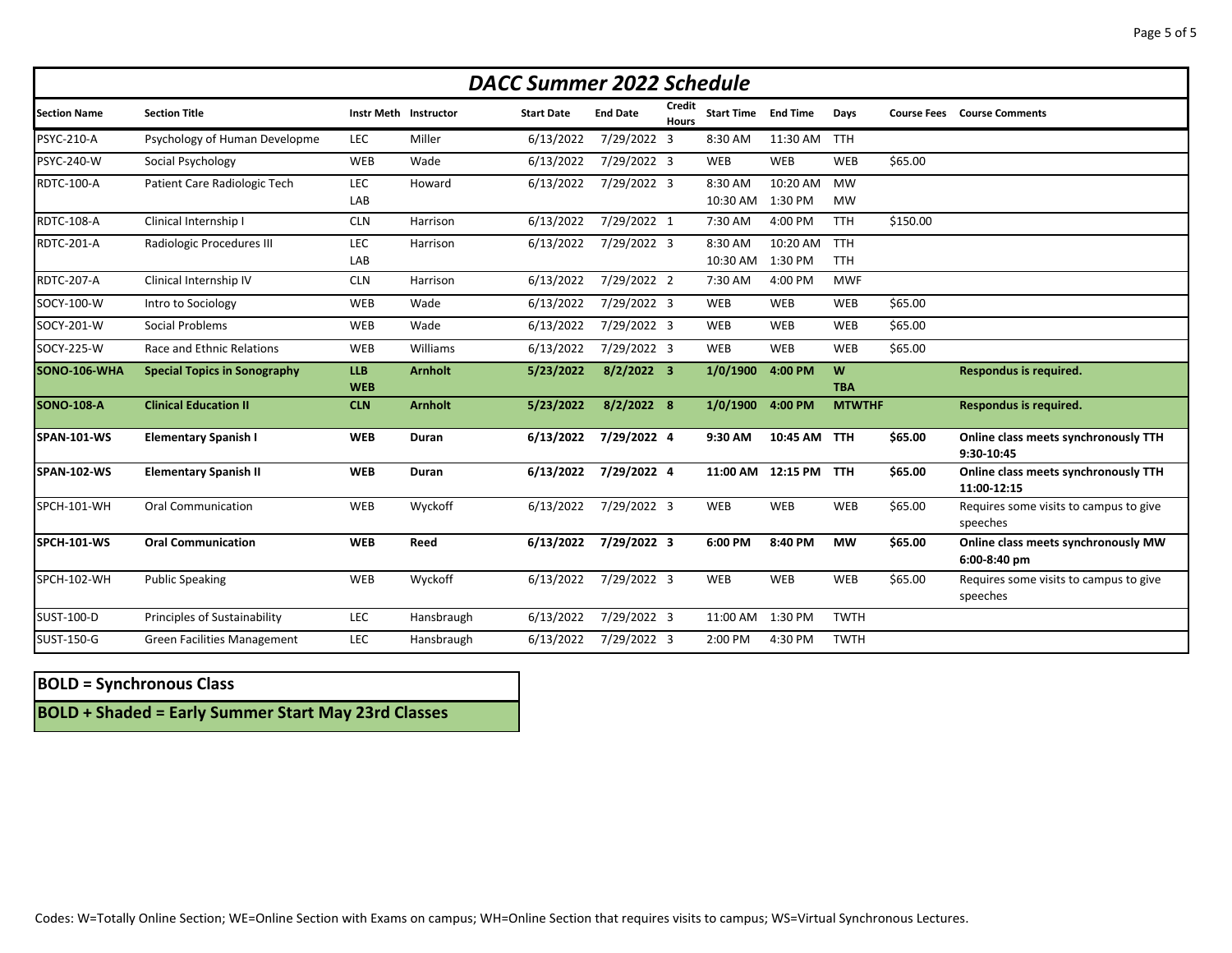## *DACC Summer 2022 Schedule*

| Section Name | Section Title | Instr Meth | Instructor | Start Date | End Date | Credit Hours | Start Time | End Time | Days | Course Fees | Course Comments |
|---|---|---|---|---|---|---|---|---|---|---|---|
| PSYC-210-A | Psychology of Human Developme | LEC | Miller | 6/13/2022 | 7/29/2022 | 3 | 8:30 AM | 11:30 AM | TTH | | |
| PSYC-240-W | Social Psychology | WEB | Wade | 6/13/2022 | 7/29/2022 | 3 | WEB | WEB | WEB | $65.00 | |
| RDTC-100-A | Patient Care Radiologic Tech | LEC<br>LAB | Howard | 6/13/2022 | 7/29/2022 | 3 | 8:30 AM<br>10:30 AM | 10:20 AM<br>1:30 PM | MW<br>MW | | |
| RDTC-108-A | Clinical Internship I | CLN | Harrison | 6/13/2022 | 7/29/2022 | 1 | 7:30 AM | 4:00 PM | TTH | $150.00 | |
| RDTC-201-A | Radiologic Procedures III | LEC<br>LAB | Harrison | 6/13/2022 | 7/29/2022 | 3 | 8:30 AM<br>10:30 AM | 10:20 AM<br>1:30 PM | TTH<br>TTH | | |
| RDTC-207-A | Clinical Internship IV | CLN | Harrison | 6/13/2022 | 7/29/2022 | 2 | 7:30 AM | 4:00 PM | MWF | | |
| SOCY-100-W | Intro to Sociology | WEB | Wade | 6/13/2022 | 7/29/2022 | 3 | WEB | WEB | WEB | $65.00 | |
| SOCY-201-W | Social Problems | WEB | Wade | 6/13/2022 | 7/29/2022 | 3 | WEB | WEB | WEB | $65.00 | |
| SOCY-225-W | Race and Ethnic Relations | WEB | Williams | 6/13/2022 | 7/29/2022 | 3 | WEB | WEB | WEB | $65.00 | |
| **SONO-106-WHA** | **Special Topics in Sonography** | **LLB<br>WEB** | **Arnholt** | **5/23/2022** | **8/2/2022** | **3** | **1/0/1900** | **4:00 PM** | **W<br>TBA** | | **Respondus is required.** |
| **SONO-108-A** | **Clinical Education II** | **CLN** | **Arnholt** | **5/23/2022** | **8/2/2022** | **8** | **1/0/1900** | **4:00 PM** | **MTWTHF** | | **Respondus is required.** |
| **SPAN-101-WS** | **Elementary Spanish I** | **WEB** | **Duran** | **6/13/2022** | **7/29/2022** | **4** | **9:30 AM** | **10:45 AM** | **TTH** | **$65.00** | **Online class meets synchronously TTH 9:30-10:45** |
| **SPAN-102-WS** | **Elementary Spanish II** | **WEB** | **Duran** | **6/13/2022** | **7/29/2022** | **4** | **11:00 AM** | **12:15 PM** | **TTH** | **$65.00** | **Online class meets synchronously TTH 11:00-12:15** |
| SPCH-101-WH | Oral Communication | WEB | Wyckoff | 6/13/2022 | 7/29/2022 | 3 | WEB | WEB | WEB | $65.00 | Requires some visits to campus to give speeches |
| **SPCH-101-WS** | **Oral Communication** | **WEB** | **Reed** | **6/13/2022** | **7/29/2022** | **3** | **6:00 PM** | **8:40 PM** | **MW** | **$65.00** | **Online class meets synchronously MW 6:00-8:40 pm** |
| SPCH-102-WH | Public Speaking | WEB | Wyckoff | 6/13/2022 | 7/29/2022 | 3 | WEB | WEB | WEB | $65.00 | Requires some visits to campus to give speeches |
| SUST-100-D | Principles of Sustainability | LEC | Hansbraugh | 6/13/2022 | 7/29/2022 | 3 | 11:00 AM | 1:30 PM | TWTH | | |
| SUST-150-G | Green Facilities Management | LEC | Hansbraugh | 6/13/2022 | 7/29/2022 | 3 | 2:00 PM | 4:30 PM | TWTH | | |

**BOLD = Synchronous Class**

**BOLD + Shaded = Early Summer Start May 23rd Classes**

Codes: W=Totally Online Section; WE=Online Section with Exams on campus; WH=Online Section that requires visits to campus; WS=Virtual Synchronous Lectures.